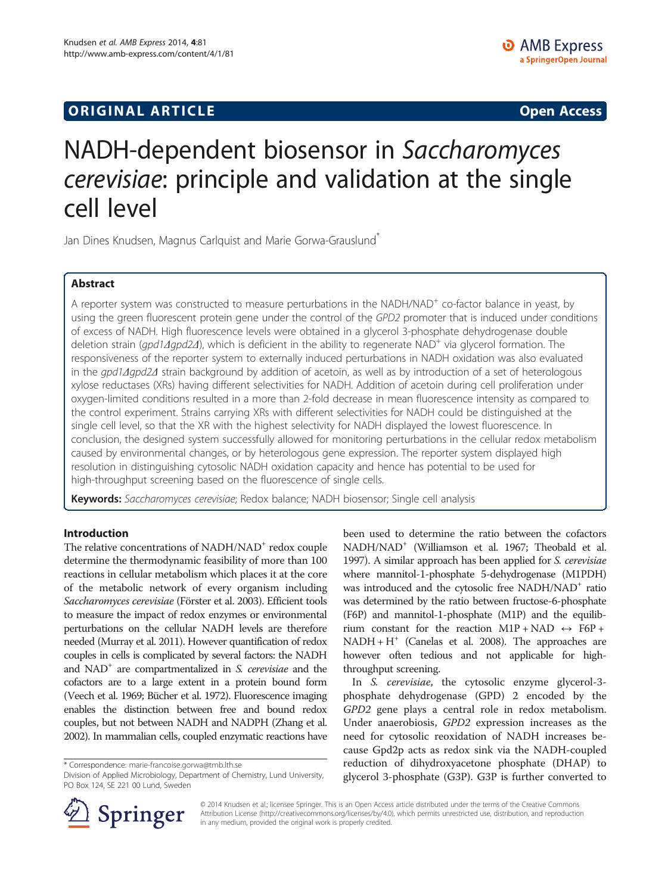ORIGINAL ARTICLE

Open Access

# NADH-dependent biosensor in *Saccharomyces cerevisiae*: principle and validation at the single cell level

Jan Dines Knudsen, Magnus Carlquist and Marie Gorwa-Grauslund*

## Abstract

A reporter system was constructed to measure perturbations in the NADH/NAD$^+$ co-factor balance in yeast, by using the green fluorescent protein gene under the control of the *GPD2* promoter that is induced under conditions of excess of NADH. High fluorescence levels were obtained in a glycerol 3-phosphate dehydrogenase double deletion strain (*gpd1Δgpd2Δ*), which is deficient in the ability to regenerate NAD$^+$ via glycerol formation. The responsiveness of the reporter system to externally induced perturbations in NADH oxidation was also evaluated in the *gpd1Δgpd2Δ* strain background by addition of acetoin, as well as by introduction of a set of heterologous xylose reductases (XRs) having different selectivities for NADH. Addition of acetoin during cell proliferation under oxygen-limited conditions resulted in a more than 2-fold decrease in mean fluorescence intensity as compared to the control experiment. Strains carrying XRs with different selectivities for NADH could be distinguished at the single cell level, so that the XR with the highest selectivity for NADH displayed the lowest fluorescence. In conclusion, the designed system successfully allowed for monitoring perturbations in the cellular redox metabolism caused by environmental changes, or by heterologous gene expression. The reporter system displayed high resolution in distinguishing cytosolic NADH oxidation capacity and hence has potential to be used for high-throughput screening based on the fluorescence of single cells.

**Keywords:** *Saccharomyces cerevisiae*; Redox balance; NADH biosensor; Single cell analysis

## Introduction

The relative concentrations of NADH/NAD$^+$ redox couple determine the thermodynamic feasibility of more than 100 reactions in cellular metabolism which places it at the core of the metabolic network of every organism including *Saccharomyces cerevisiae* (Förster et al. 2003). Efficient tools to measure the impact of redox enzymes or environmental perturbations on the cellular NADH levels are therefore needed (Murray et al. 2011). However quantification of redox couples in cells is complicated by several factors: the NADH and NAD$^+$ are compartmentalized in *S. cerevisiae* and the cofactors are to a large extent in a protein bound form (Veech et al. 1969; Bücher et al. 1972). Fluorescence imaging enables the distinction between free and bound redox couples, but not between NADH and NADPH (Zhang et al. 2002). In mammalian cells, coupled enzymatic reactions have been used to determine the ratio between the cofactors NADH/NAD$^+$ (Williamson et al. 1967; Theobald et al. 1997). A similar approach has been applied for *S. cerevisiae* where mannitol-1-phosphate 5-dehydrogenase (M1PDH) was introduced and the cytosolic free NADH/NAD$^+$ ratio was determined by the ratio between fructose-6-phosphate (F6P) and mannitol-1-phosphate (M1P) and the equilibrium constant for the reaction M1P + NAD ↔ F6P + NADH + H$^+$ (Canelas et al. 2008). The approaches are however often tedious and not applicable for high-throughput screening.

In *S. cerevisiae*, the cytosolic enzyme glycerol-3-phosphate dehydrogenase (GPD) 2 encoded by the *GPD2* gene plays a central role in redox metabolism. Under anaerobiosis, *GPD2* expression increases as the need for cytosolic reoxidation of NADH increases because Gpd2p acts as redox sink via the NADH-coupled reduction of dihydroxyacetone phosphate (DHAP) to glycerol 3-phosphate (G3P). G3P is further converted to

\* Correspondence: marie-francoise.gorwa@tmb.lth.se
Division of Applied Microbiology, Department of Chemistry, Lund University, PO Box 124, SE 221 00 Lund, Sweden

© 2014 Knudsen et al.; licensee Springer. This is an Open Access article distributed under the terms of the Creative Commons Attribution License (http://creativecommons.org/licenses/by/4.0), which permits unrestricted use, distribution, and reproduction in any medium, provided the original work is properly credited.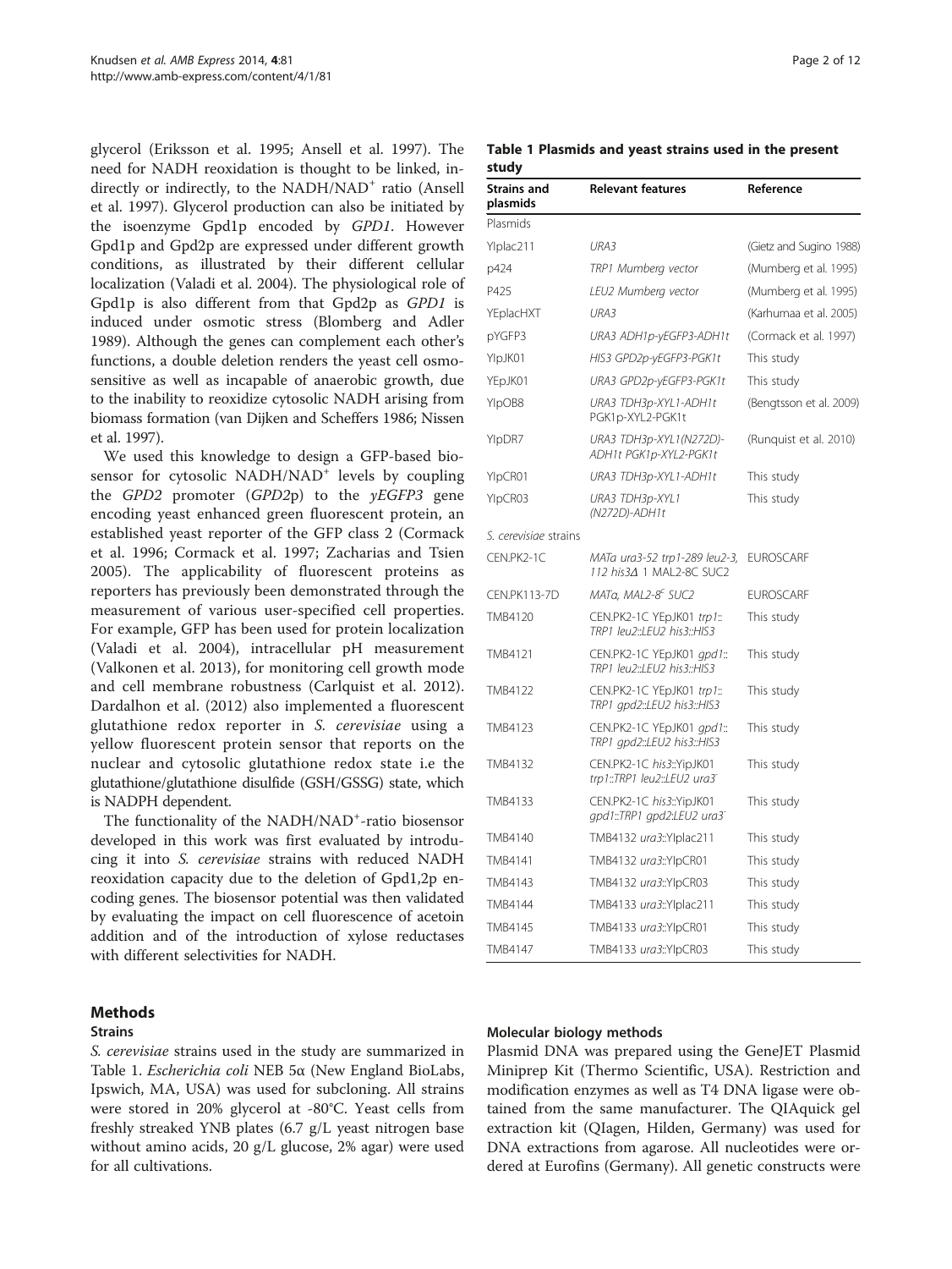glycerol (Eriksson et al. 1995; Ansell et al. 1997). The need for NADH reoxidation is thought to be linked, indirectly or indirectly, to the NADH/$NAD^+$ ratio (Ansell et al. 1997). Glycerol production can also be initiated by the isoenzyme Gpd1p encoded by *GPD1*. However Gpd1p and Gpd2p are expressed under different growth conditions, as illustrated by their different cellular localization (Valadi et al. 2004). The physiological role of Gpd1p is also different from that Gpd2p as *GPD1* is induced under osmotic stress (Blomberg and Adler 1989). Although the genes can complement each other's functions, a double deletion renders the yeast cell osmosensitive as well as incapable of anaerobic growth, due to the inability to reoxidize cytosolic NADH arising from biomass formation (van Dijken and Scheffers 1986; Nissen et al. 1997).

We used this knowledge to design a GFP-based biosensor for cytosolic NADH/$NAD^+$ levels by coupling the *GPD2* promoter (*GPD2*p) to the *yEGFP3* gene encoding yeast enhanced green fluorescent protein, an established yeast reporter of the GFP class 2 (Cormack et al. 1996; Cormack et al. 1997; Zacharias and Tsien 2005). The applicability of fluorescent proteins as reporters has previously been demonstrated through the measurement of various user-specified cell properties. For example, GFP has been used for protein localization (Valadi et al. 2004), intracellular pH measurement (Valkonen et al. 2013), for monitoring cell growth mode and cell membrane robustness (Carlquist et al. 2012). Dardalhon et al. (2012) also implemented a fluorescent glutathione redox reporter in *S. cerevisiae* using a yellow fluorescent protein sensor that reports on the nuclear and cytosolic glutathione redox state i.e the glutathione/glutathione disulfide (GSH/GSSG) state, which is NADPH dependent.

The functionality of the NADH/$NAD^+$-ratio biosensor developed in this work was first evaluated by introducing it into *S. cerevisiae* strains with reduced NADH reoxidation capacity due to the deletion of Gpd1,2p encoding genes. The biosensor potential was then validated by evaluating the impact on cell fluorescence of acetoin addition and of the introduction of xylose reductases with different selectivities for NADH.

**Table 1 Plasmids and yeast strains used in the present study**

| Strains and plasmids | Relevant features | Reference |
|---|---|---|
| Plasmids | | |
| YIplac211 | *URA3* | (Gietz and Sugino 1988) |
| p424 | *TRP1 Mumberg vector* | (Mumberg et al. 1995) |
| P425 | *LEU2 Mumberg vector* | (Mumberg et al. 1995) |
| YEplacHXT | *URA3* | (Karhumaa et al. 2005) |
| pYGFP3 | *URA3 ADH1p-yEGFP3-ADH1t* | (Cormack et al. 1997) |
| YIpJK01 | *HIS3 GPD2p-yEGFP3-PGK1t* | This study |
| YEpJK01 | *URA3 GPD2p-yEGFP3-PGK1t* | This study |
| YIpOB8 | *URA3 TDH3p-XYL1-ADH1t PGK1p-XYL2-PGK1t* | (Bengtsson et al. 2009) |
| YIpDR7 | *URA3 TDH3p-XYL1(N272D)-ADH1t PGK1p-XYL2-PGK1t* | (Runquist et al. 2010) |
| YIpCR01 | *URA3 TDH3p-XYL1-ADH1t* | This study |
| YIpCR03 | *URA3 TDH3p-XYL1 (N272D)-ADH1t* | This study |
| *S. cerevisiae* strains | | |
| CEN.PK2-1C | *MATa ura3-52 trp1-289 leu2-3, 112 his3Δ 1 MAL2-8C SUC2* | EUROSCARF |
| CEN.PK113-7D | *MATa, MAL2-8^c SUC2* | EUROSCARF |
| TMB4120 | CEN.PK2-1C YEpJK01 *trp1::TRP1 leu2::LEU2 his3::HIS3* | This study |
| TMB4121 | CEN.PK2-1C YEpJK01 *gpd1::TRP1 leu2::LEU2 his3::HIS3* | This study |
| TMB4122 | CEN.PK2-1C YEpJK01 *trp1::TRP1 gpd2::LEU2 his3::HIS3* | This study |
| TMB4123 | CEN.PK2-1C YEpJK01 *gpd1::TRP1 gpd2::LEU2 his3::HIS3* | This study |
| TMB4132 | CEN.PK2-1C *his3*::YIpJK01 *trp1::TRP1 leu2::LEU2 ura3⁻* | This study |
| TMB4133 | CEN.PK2-1C *his3*::YIpJK01 *gpd1::TRP1 gpd2:LEU2 ura3⁻* | This study |
| TMB4140 | TMB4132 *ura3*::YIplac211 | This study |
| TMB4141 | TMB4132 *ura3*::YIpCR01 | This study |
| TMB4143 | TMB4132 *ura3*::YIpCR03 | This study |
| TMB4144 | TMB4133 *ura3*::YIplac211 | This study |
| TMB4145 | TMB4133 *ura3*::YIpCR01 | This study |
| TMB4147 | TMB4133 *ura3*::YIpCR03 | This study |

## Methods

### Strains

*S. cerevisiae* strains used in the study are summarized in Table 1. *Escherichia coli* NEB 5α (New England BioLabs, Ipswich, MA, USA) was used for subcloning. All strains were stored in 20% glycerol at -80°C. Yeast cells from freshly streaked YNB plates (6.7 g/L yeast nitrogen base without amino acids, 20 g/L glucose, 2% agar) were used for all cultivations.

### Molecular biology methods

Plasmid DNA was prepared using the GeneJET Plasmid Miniprep Kit (Thermo Scientific, USA). Restriction and modification enzymes as well as T4 DNA ligase were obtained from the same manufacturer. The QIAquick gel extraction kit (QIagen, Hilden, Germany) was used for DNA extractions from agarose. All nucleotides were ordered at Eurofins (Germany). All genetic constructs were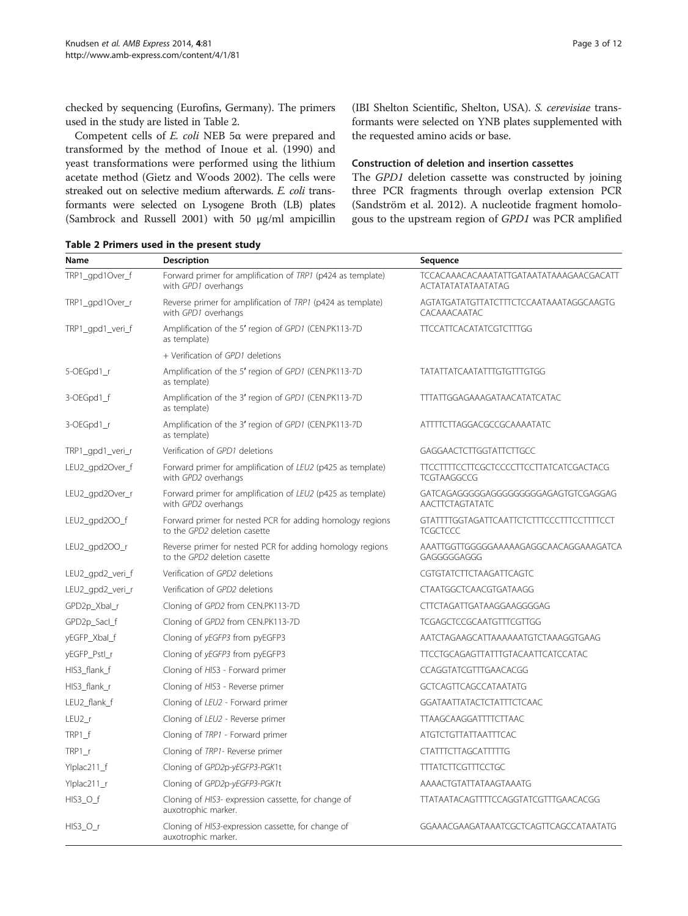checked by sequencing (Eurofins, Germany). The primers used in the study are listed in Table 2.

Competent cells of *E. coli* NEB 5α were prepared and transformed by the method of Inoue et al. (1990) and yeast transformations were performed using the lithium acetate method (Gietz and Woods 2002). The cells were streaked out on selective medium afterwards. *E. coli* transformants were selected on Lysogene Broth (LB) plates (Sambrock and Russell 2001) with 50 μg/ml ampicillin (IBI Shelton Scientific, Shelton, USA). *S. cerevisiae* transformants were selected on YNB plates supplemented with the requested amino acids or base.

### Construction of deletion and insertion cassettes

The *GPD1* deletion cassette was constructed by joining three PCR fragments through overlap extension PCR (Sandström et al. 2012). A nucleotide fragment homologous to the upstream region of *GPD1* was PCR amplified

**Table 2 Primers used in the present study**

| Name | Description | Sequence |
|---|---|---|
| TRP1_gpd1Over_f | Forward primer for amplification of *TRP1* (p424 as template) with *GPD1* overhangs | TCCACAAACACAAATATTGATAATATAAAGAACGACATT ACTATATATATAATATAG |
| TRP1_gpd1Over_r | Reverse primer for amplification of *TRP1* (p424 as template) with *GPD1* overhangs | AGTATGATATGTTATCTTTCTCCAATAAATAGGCAAGTG CACAAACAATAC |
| TRP1_gpd1_veri_f | Amplification of the 5′ region of *GPD1* (CEN.PK113-7D as template) | TTCCATTCACATATCGTCTTTGG |
| | + Verification of *GPD1* deletions | |
| 5-OEGpd1_r | Amplification of the 5′ region of *GPD1* (CEN.PK113-7D as template) | TATATTATCAATATTTGTGTTTGTGG |
| 3-OEGpd1_f | Amplification of the 3′ region of *GPD1* (CEN.PK113-7D as template) | TTTATTGGAGAAAGATAACATATCATAC |
| 3-OEGpd1_r | Amplification of the 3′ region of *GPD1* (CEN.PK113-7D as template) | ATTTTCTTAGGACGCCGCAAAATATC |
| TRP1_gpd1_veri_r | Verification of *GPD1* deletions | GAGGAACTCTTGGTATTCTTGCC |
| LEU2_gpd2Over_f | Forward primer for amplification of *LEU2* (p425 as template) with *GPD2* overhangs | TTCCTTTTCCTTCGCTCCCCTTCCTTATCATCGACTACG TCGTAAGGCCG |
| LEU2_gpd2Over_r | Forward primer for amplification of *LEU2* (p425 as template) with *GPD2* overhangs | GATCAGAGGGGGAGGGGGGGGGAGAGTGTCGAGGAG AACTTCTAGTATATC |
| LEU2_gpd2OO_f | Forward primer for nested PCR for adding homology regions to the *GPD2* deletion casette | GTATTTTGGTAGATTCAATTCTCTTTCCCTTTCCTTTTCCT TCGCTCCC |
| LEU2_gpd2OO_r | Reverse primer for nested PCR for adding homology regions to the *GPD2* deletion casette | AAATTGGTTGGGGGAAAAAGAGGCAACAGGAAAGATCA GAGGGGGAGGG |
| LEU2_gpd2_veri_f | Verification of *GPD2* deletions | CGTGTATCTTCTAAGATTCAGTC |
| LEU2_gpd2_veri_r | Verification of *GPD2* deletions | CTAATGGCTCAACGTGATAAGG |
| GPD2p_XbaI_r | Cloning of *GPD2* from CEN.PK113-7D | CTTCTAGATTGATAAGGAAGGGGAG |
| GPD2p_SacI_f | Cloning of *GPD2* from CEN.PK113-7D | TCGAGCTCCGCAATGTTTCGTTGG |
| yEGFP_XbaI_f | Cloning of *yEGFP3* from pyEGFP3 | AATCTAGAAGCATTAAAAAATGTCTAAAGGTGAAG |
| yEGFP_PstI_r | Cloning of *yEGFP3* from pyEGFP3 | TTCCTGCAGAGTTATTTGTACAATTCATCCATAC |
| HIS3_flank_f | Cloning of *HIS*3 - Forward primer | CCAGGTATCGTTTGAACACGG |
| HIS3_flank_r | Cloning of *HIS*3 - Reverse primer | GCTCAGTTCAGCCATAATATG |
| LEU2_flank_f | Cloning of *LEU2* - Forward primer | GGATAATTATACTCTATTTCTCAAC |
| LEU2_r | Cloning of *LEU2* - Reverse primer | TTAAGCAAGGATTTTCTTAAC |
| TRP1_f | Cloning of *TRP1* - Forward primer | ATGTCTGTTATTAATTTCAC |
| TRP1_r | Cloning of *TRP1*- Reverse primer | CTATTTCTTAGCATTTTTG |
| YIplac211_f | Cloning of *GPD2p-yEGFP3-PGK1t* | TTTATCTTCGTTTCCTGC |
| YIplac211_r | Cloning of *GPD2p-yEGFP3-PGK1t* | AAAACTGTATTATAAGTAAATG |
| HIS3_O_f | Cloning of *HIS3*- expression cassette, for change of auxotrophic marker. | TTATAATACAGTTTTCCAGGTATCGTTTGAACACGG |
| HIS3_O_r | Cloning of *HIS3*-expression cassette, for change of auxotrophic marker. | GGAAACGAAGATAAATCGCTCAGTTCAGCCATAATATG |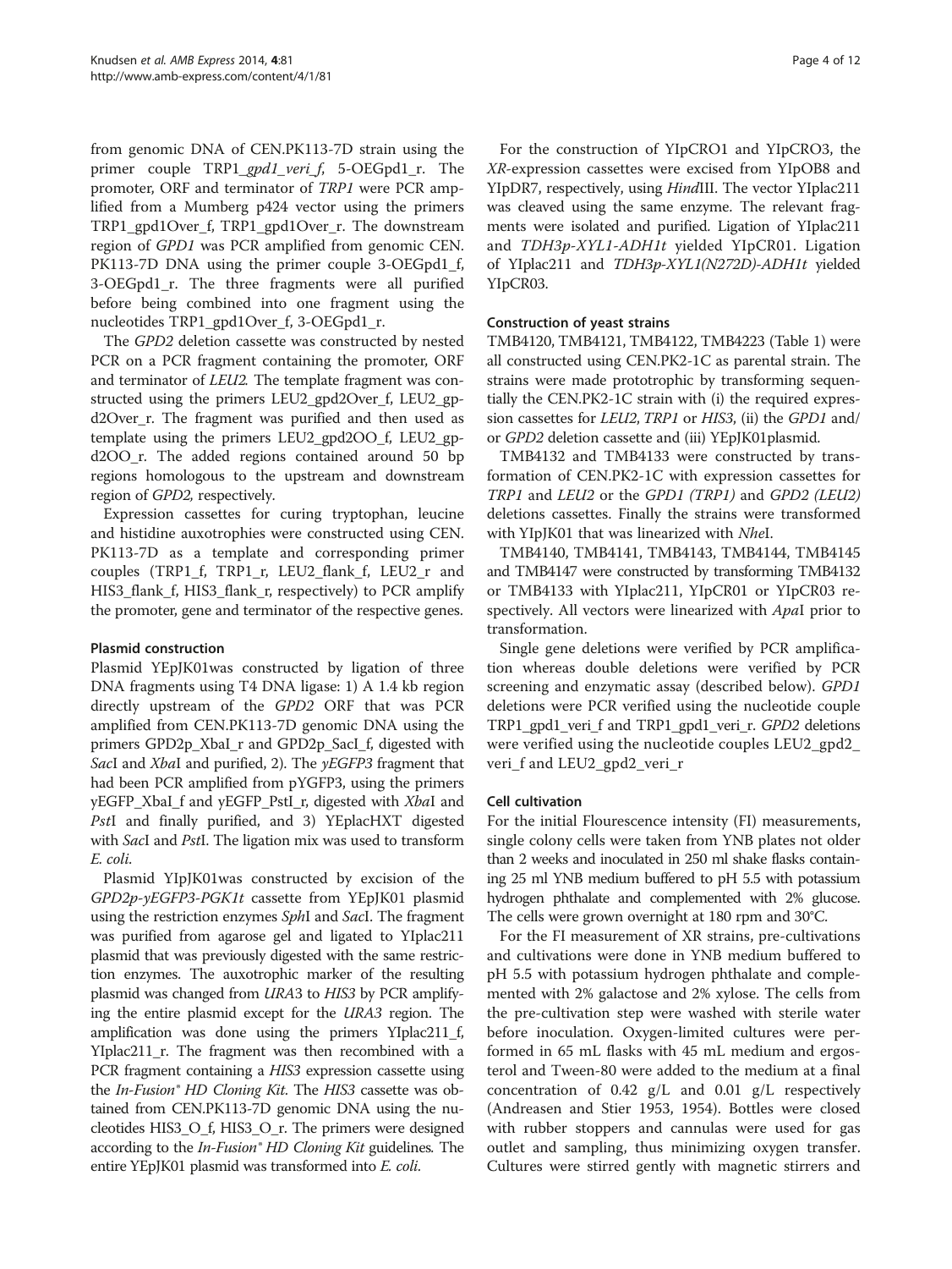from genomic DNA of CEN.PK113-7D strain using the primer couple TRP1_*gpd1_veri_f*, 5-OEGpd1_r. The promoter, ORF and terminator of *TRP1* were PCR amplified from a Mumberg p424 vector using the primers TRP1_gpd1Over_f, TRP1_gpd1Over_r. The downstream region of *GPD1* was PCR amplified from genomic CEN. PK113-7D DNA using the primer couple 3-OEGpd1_f, 3-OEGpd1_r. The three fragments were all purified before being combined into one fragment using the nucleotides TRP1_gpd1Over_f, 3-OEGpd1_r.

The *GPD2* deletion cassette was constructed by nested PCR on a PCR fragment containing the promoter, ORF and terminator of *LEU2*. The template fragment was constructed using the primers LEU2_gpd2Over_f, LEU2_gpd2Over_r. The fragment was purified and then used as template using the primers LEU2_gpd2OO_f, LEU2_gpd2OO_r. The added regions contained around 50 bp regions homologous to the upstream and downstream region of *GPD2*, respectively.

Expression cassettes for curing tryptophan, leucine and histidine auxotrophies were constructed using CEN. PK113-7D as a template and corresponding primer couples (TRP1_f, TRP1_r, LEU2_flank_f, LEU2_r and HIS3_flank_f, HIS3_flank_r, respectively) to PCR amplify the promoter, gene and terminator of the respective genes.

### Plasmid construction

Plasmid YEpJK01was constructed by ligation of three DNA fragments using T4 DNA ligase: 1) A 1.4 kb region directly upstream of the *GPD2* ORF that was PCR amplified from CEN.PK113-7D genomic DNA using the primers GPD2p_XbaI_r and GPD2p_SacI_f, digested with *Sac*I and *Xba*I and purified, 2). The *yEGFP3* fragment that had been PCR amplified from pYGFP3, using the primers yEGFP_XbaI_f and yEGFP_PstI_r, digested with *Xba*I and *Pst*I and finally purified, and 3) YEplacHXT digested with *Sac*I and *Pst*I. The ligation mix was used to transform *E. coli*.

Plasmid YIpJK01was constructed by excision of the *GPD2p-yEGFP3-PGK1t* cassette from YEpJK01 plasmid using the restriction enzymes *Sph*I and *Sac*I. The fragment was purified from agarose gel and ligated to YIplac211 plasmid that was previously digested with the same restriction enzymes. The auxotrophic marker of the resulting plasmid was changed from *URA3* to *HIS3* by PCR amplifying the entire plasmid except for the *URA3* region. The amplification was done using the primers YIplac211_f, YIplac211_r. The fragment was then recombined with a PCR fragment containing a *HIS3* expression cassette using the *In-Fusion® HD Cloning Kit*. The *HIS3* cassette was obtained from CEN.PK113-7D genomic DNA using the nucleotides HIS3_O_f, HIS3_O_r. The primers were designed according to the *In-Fusion® HD Cloning Kit* guidelines. The entire YEpJK01 plasmid was transformed into *E. coli*.

For the construction of YIpCRO1 and YIpCRO3, the *XR*-expression cassettes were excised from YIpOB8 and YIpDR7, respectively, using *Hind*III. The vector YIplac211 was cleaved using the same enzyme. The relevant fragments were isolated and purified. Ligation of YIplac211 and *TDH3p-XYL1-ADH1t* yielded YIpCR01. Ligation of YIplac211 and *TDH3p-XYL1(N272D)-ADH1t* yielded YIpCR03.

### Construction of yeast strains

TMB4120, TMB4121, TMB4122, TMB4223 (Table 1) were all constructed using CEN.PK2-1C as parental strain. The strains were made prototrophic by transforming sequentially the CEN.PK2-1C strain with (i) the required expression cassettes for *LEU2*, *TRP1* or *HIS3*, (ii) the *GPD1* and/or *GPD2* deletion cassette and (iii) YEpJK01plasmid.

TMB4132 and TMB4133 were constructed by transformation of CEN.PK2-1C with expression cassettes for *TRP1* and *LEU2* or the *GPD1 (TRP1)* and *GPD2 (LEU2)* deletions cassettes. Finally the strains were transformed with YIpJK01 that was linearized with *Nhe*I.

TMB4140, TMB4141, TMB4143, TMB4144, TMB4145 and TMB4147 were constructed by transforming TMB4132 or TMB4133 with YIplac211, YIpCR01 or YIpCR03 respectively. All vectors were linearized with *Apa*I prior to transformation.

Single gene deletions were verified by PCR amplification whereas double deletions were verified by PCR screening and enzymatic assay (described below). *GPD1* deletions were PCR verified using the nucleotide couple TRP1_gpd1_veri_f and TRP1_gpd1_veri_r. *GPD2* deletions were verified using the nucleotide couples LEU2_gpd2_veri_f and LEU2_gpd2_veri_r

### Cell cultivation

For the initial Flourescence intensity (FI) measurements, single colony cells were taken from YNB plates not older than 2 weeks and inoculated in 250 ml shake flasks containing 25 ml YNB medium buffered to pH 5.5 with potassium hydrogen phthalate and complemented with 2% glucose. The cells were grown overnight at 180 rpm and 30°C.

For the FI measurement of XR strains, pre-cultivations and cultivations were done in YNB medium buffered to pH 5.5 with potassium hydrogen phthalate and complemented with 2% galactose and 2% xylose. The cells from the pre-cultivation step were washed with sterile water before inoculation. Oxygen-limited cultures were performed in 65 mL flasks with 45 mL medium and ergosterol and Tween-80 were added to the medium at a final concentration of 0.42 g/L and 0.01 g/L respectively (Andreasen and Stier 1953, 1954). Bottles were closed with rubber stoppers and cannulas were used for gas outlet and sampling, thus minimizing oxygen transfer. Cultures were stirred gently with magnetic stirrers and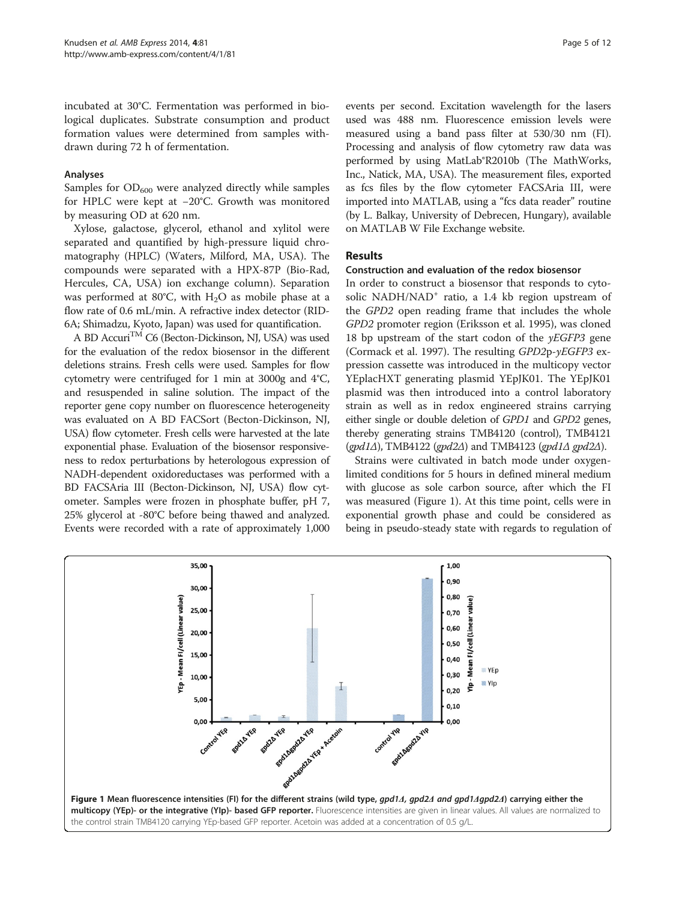incubated at 30°C. Fermentation was performed in biological duplicates. Substrate consumption and product formation values were determined from samples withdrawn during 72 h of fermentation.

#### Analyses

Samples for $OD_{600}$ were analyzed directly while samples for HPLC were kept at −20°C. Growth was monitored by measuring OD at 620 nm.

Xylose, galactose, glycerol, ethanol and xylitol were separated and quantified by high-pressure liquid chromatography (HPLC) (Waters, Milford, MA, USA). The compounds were separated with a HPX-87P (Bio-Rad, Hercules, CA, USA) ion exchange column). Separation was performed at 80°C, with $H_2O$ as mobile phase at a flow rate of 0.6 mL/min. A refractive index detector (RID-6A; Shimadzu, Kyoto, Japan) was used for quantification.

A BD Accuri™ C6 (Becton-Dickinson, NJ, USA) was used for the evaluation of the redox biosensor in the different deletions strains. Fresh cells were used. Samples for flow cytometry were centrifuged for 1 min at 3000g and 4°C, and resuspended in saline solution. The impact of the reporter gene copy number on fluorescence heterogeneity was evaluated on A BD FACSort (Becton-Dickinson, NJ, USA) flow cytometer. Fresh cells were harvested at the late exponential phase. Evaluation of the biosensor responsiveness to redox perturbations by heterologous expression of NADH-dependent oxidoreductases was performed with a BD FACSAria III (Becton-Dickinson, NJ, USA) flow cytometer. Samples were frozen in phosphate buffer, pH 7, 25% glycerol at -80°C before being thawed and analyzed. Events were recorded with a rate of approximately 1,000 events per second. Excitation wavelength for the lasers used was 488 nm. Fluorescence emission levels were measured using a band pass filter at 530/30 nm (FI). Processing and analysis of flow cytometry raw data was performed by using MatLab®R2010b (The MathWorks, Inc., Natick, MA, USA). The measurement files, exported as fcs files by the flow cytometer FACSAria III, were imported into MATLAB, using a "fcs data reader" routine (by L. Balkay, University of Debrecen, Hungary), available on MATLAB W File Exchange website.

## Results

#### Construction and evaluation of the redox biosensor

In order to construct a biosensor that responds to cytosolic NADH/$NAD^+$ ratio, a 1.4 kb region upstream of the *GPD2* open reading frame that includes the whole *GPD2* promoter region (Eriksson et al. 1995), was cloned 18 bp upstream of the start codon of the *yEGFP3* gene (Cormack et al. 1997). The resulting *GPD2*p-*yEGFP3* expression cassette was introduced in the multicopy vector YEplacHXT generating plasmid YEpJK01. The YEpJK01 plasmid was then introduced into a control laboratory strain as well as in redox engineered strains carrying either single or double deletion of *GPD1* and *GPD2* genes, thereby generating strains TMB4120 (control), TMB4121 (*gpd1Δ*), TMB4122 (*gpd2Δ*) and TMB4123 (*gpd1Δ gpd2Δ*).

Strains were cultivated in batch mode under oxygen-limited conditions for 5 hours in defined mineral medium with glucose as sole carbon source, after which the FI was measured (Figure 1). At this time point, cells were in exponential growth phase and could be considered as being in pseudo-steady state with regards to regulation of

**Figure 1 Mean fluorescence intensities (FI) for the different strains (wild type, *gpd1Δ, gpd2Δ and gpd1Δgpd2Δ*) carrying either the multicopy (YEp)- or the integrative (YIp)- based GFP reporter.** Fluorescence intensities are given in linear values. All values are normalized to the control strain TMB4120 carrying YEp-based GFP reporter. Acetoin was added at a concentration of 0.5 g/L.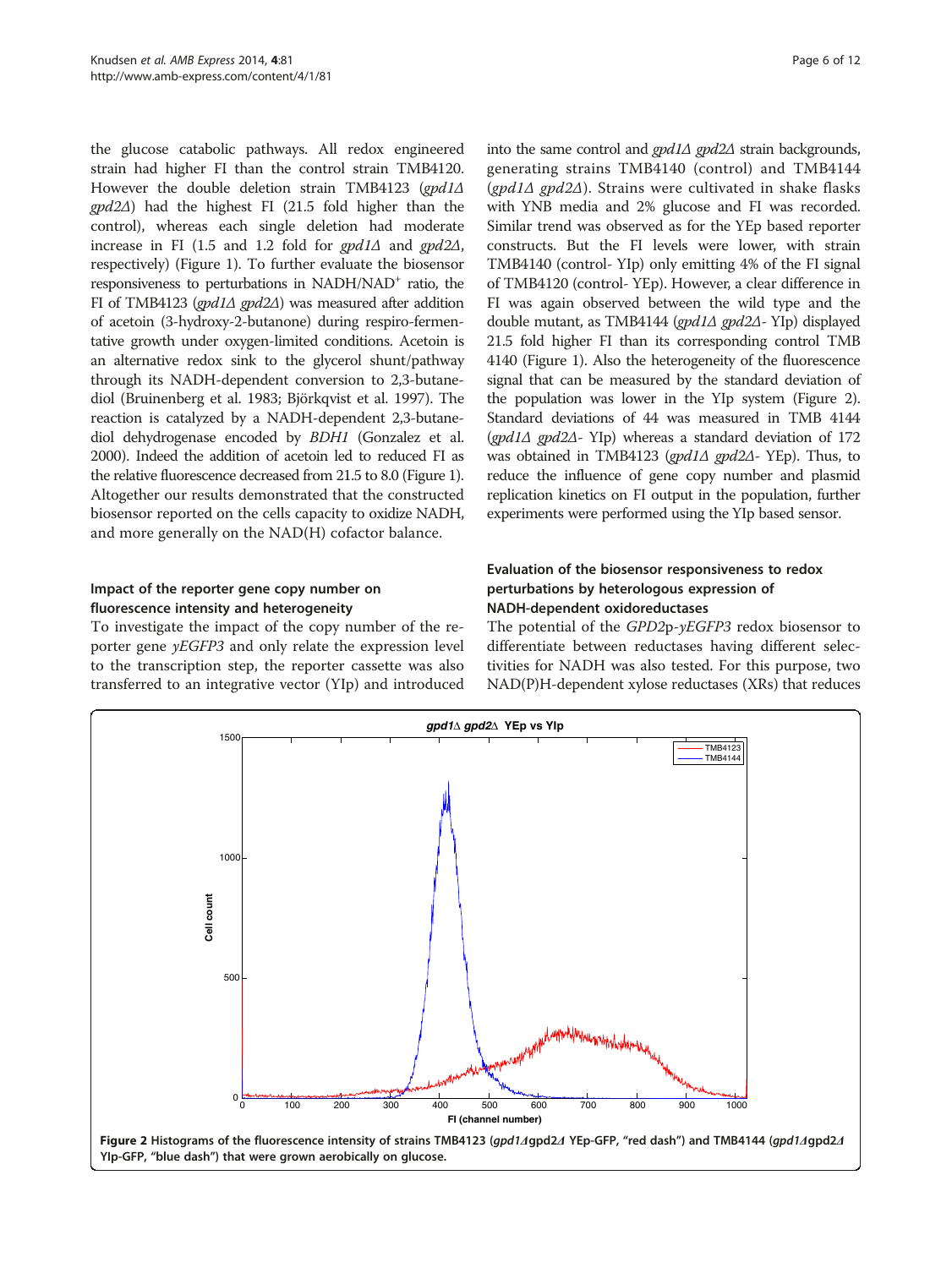the glucose catabolic pathways. All redox engineered strain had higher FI than the control strain TMB4120. However the double deletion strain TMB4123 (*gpd1Δ gpd2Δ*) had the highest FI (21.5 fold higher than the control), whereas each single deletion had moderate increase in FI (1.5 and 1.2 fold for *gpd1Δ* and *gpd2Δ*, respectively) (Figure 1). To further evaluate the biosensor responsiveness to perturbations in NADH/NAD$^+$ ratio, the FI of TMB4123 (*gpd1Δ gpd2Δ*) was measured after addition of acetoin (3-hydroxy-2-butanone) during respiro-fermentative growth under oxygen-limited conditions. Acetoin is an alternative redox sink to the glycerol shunt/pathway through its NADH-dependent conversion to 2,3-butanediol (Bruinenberg et al. 1983; Björkqvist et al. 1997). The reaction is catalyzed by a NADH-dependent 2,3-butanediol dehydrogenase encoded by *BDH1* (Gonzalez et al. 2000). Indeed the addition of acetoin led to reduced FI as the relative fluorescence decreased from 21.5 to 8.0 (Figure 1). Altogether our results demonstrated that the constructed biosensor reported on the cells capacity to oxidize NADH, and more generally on the NAD(H) cofactor balance.

### Impact of the reporter gene copy number on fluorescence intensity and heterogeneity

To investigate the impact of the copy number of the reporter gene *yEGFP3* and only relate the expression level to the transcription step, the reporter cassette was also transferred to an integrative vector (YIp) and introduced into the same control and *gpd1Δ gpd2Δ* strain backgrounds, generating strains TMB4140 (control) and TMB4144 (*gpd1Δ gpd2Δ*). Strains were cultivated in shake flasks with YNB media and 2% glucose and FI was recorded. Similar trend was observed as for the YEp based reporter constructs. But the FI levels were lower, with strain TMB4140 (control- YIp) only emitting 4% of the FI signal of TMB4120 (control- YEp). However, a clear difference in FI was again observed between the wild type and the double mutant, as TMB4144 (*gpd1Δ gpd2Δ*- YIp) displayed 21.5 fold higher FI than its corresponding control TMB 4140 (Figure 1). Also the heterogeneity of the fluorescence signal that can be measured by the standard deviation of the population was lower in the YIp system (Figure 2). Standard deviations of 44 was measured in TMB 4144 (*gpd1Δ gpd2Δ*- YIp) whereas a standard deviation of 172 was obtained in TMB4123 (*gpd1Δ gpd2Δ*- YEp). Thus, to reduce the influence of gene copy number and plasmid replication kinetics on FI output in the population, further experiments were performed using the YIp based sensor.

### Evaluation of the biosensor responsiveness to redox perturbations by heterologous expression of NADH-dependent oxidoreductases

The potential of the *GPD2*p-*yEGFP3* redox biosensor to differentiate between reductases having different selectivities for NADH was also tested. For this purpose, two NAD(P)H-dependent xylose reductases (XRs) that reduces

**Figure 2** Histograms of the fluorescence intensity of strains TMB4123 (*gpd1Δ*gpd2*Δ* YEp-GFP, "red dash") and TMB4144 (*gpd1Δ*gpd2*Δ* YIp-GFP, "blue dash") that were grown aerobically on glucose.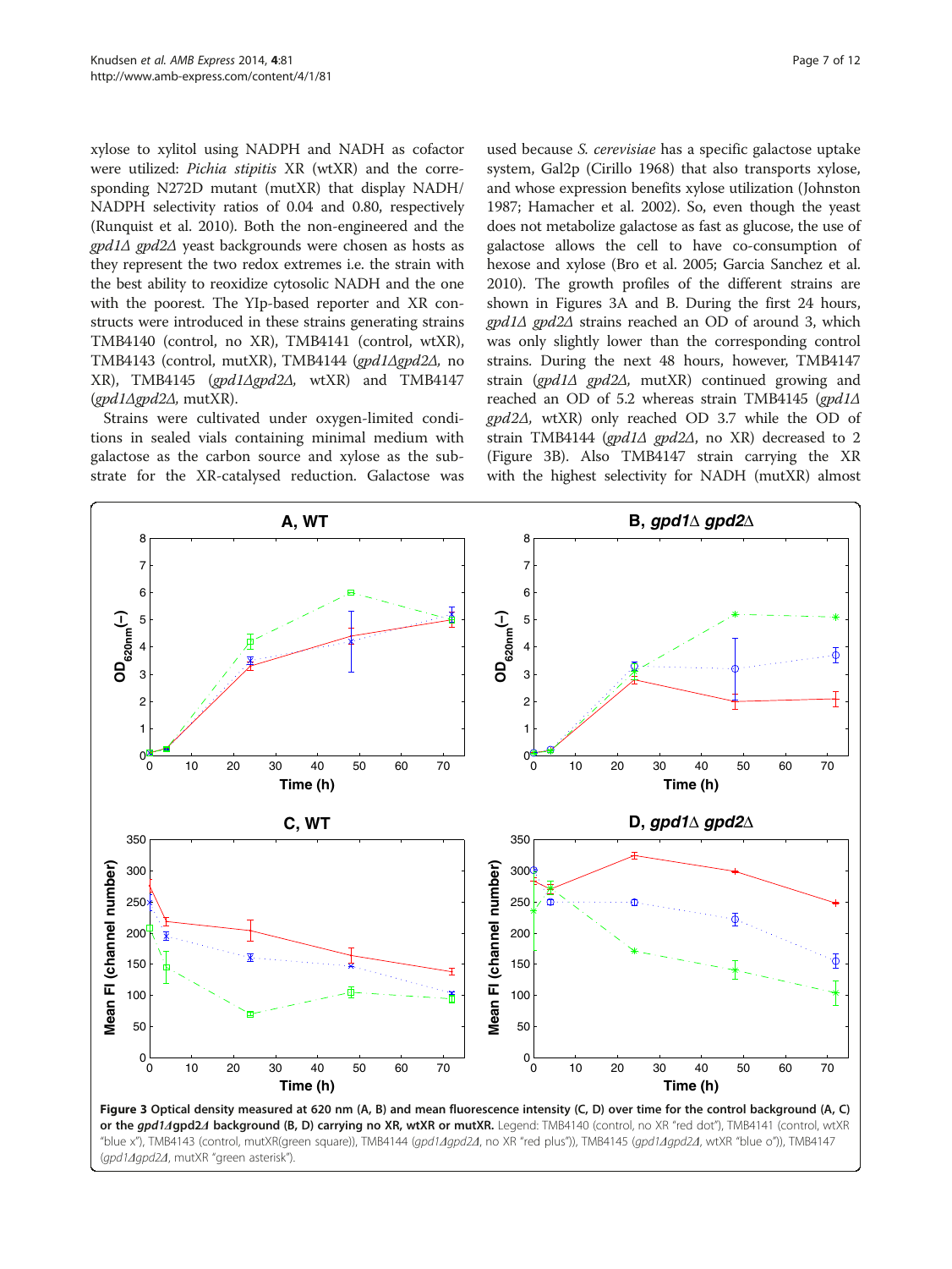xylose to xylitol using NADPH and NADH as cofactor were utilized: *Pichia stipitis* XR (wtXR) and the corresponding N272D mutant (mutXR) that display NADH/NADPH selectivity ratios of 0.04 and 0.80, respectively (Runquist et al. 2010). Both the non-engineered and the *gpd1Δ gpd2Δ* yeast backgrounds were chosen as hosts as they represent the two redox extremes i.e. the strain with the best ability to reoxidize cytosolic NADH and the one with the poorest. The YIp-based reporter and XR constructs were introduced in these strains generating strains TMB4140 (control, no XR), TMB4141 (control, wtXR), TMB4143 (control, mutXR), TMB4144 (*gpd1Δgpd2Δ*, no XR), TMB4145 (*gpd1Δgpd2Δ*, wtXR) and TMB4147 (*gpd1Δgpd2Δ*, mutXR).

Strains were cultivated under oxygen-limited conditions in sealed vials containing minimal medium with galactose as the carbon source and xylose as the substrate for the XR-catalysed reduction. Galactose was used because *S. cerevisiae* has a specific galactose uptake system, Gal2p (Cirillo 1968) that also transports xylose, and whose expression benefits xylose utilization (Johnston 1987; Hamacher et al. 2002). So, even though the yeast does not metabolize galactose as fast as glucose, the use of galactose allows the cell to have co-consumption of hexose and xylose (Bro et al. 2005; Garcia Sanchez et al. 2010). The growth profiles of the different strains are shown in Figures 3A and B. During the first 24 hours, *gpd1Δ gpd2Δ* strains reached an OD of around 3, which was only slightly lower than the corresponding control strains. During the next 48 hours, however, TMB4147 strain (*gpd1Δ gpd2Δ*, mutXR) continued growing and reached an OD of 5.2 whereas strain TMB4145 (*gpd1Δ gpd2Δ*, wtXR) only reached OD 3.7 while the OD of strain TMB4144 (*gpd1Δ gpd2Δ*, no XR) decreased to 2 (Figure 3B). Also TMB4147 strain carrying the XR with the highest selectivity for NADH (mutXR) almost

**Figure 3 Optical density measured at 620 nm (A, B) and mean fluorescence intensity (C, D) over time for the control background (A, C) or the *gpd1Δgpd2Δ* background (B, D) carrying no XR, wtXR or mutXR.** Legend: TMB4140 (control, no XR "red dot"), TMB4141 (control, wtXR "blue x"), TMB4143 (control, mutXR(green square)), TMB4144 (*gpd1Δgpd2Δ*, no XR "red plus")), TMB4145 (*gpd1Δgpd2Δ*, wtXR "blue o")), TMB4147 (*gpd1Δgpd2Δ*, mutXR "green asterisk").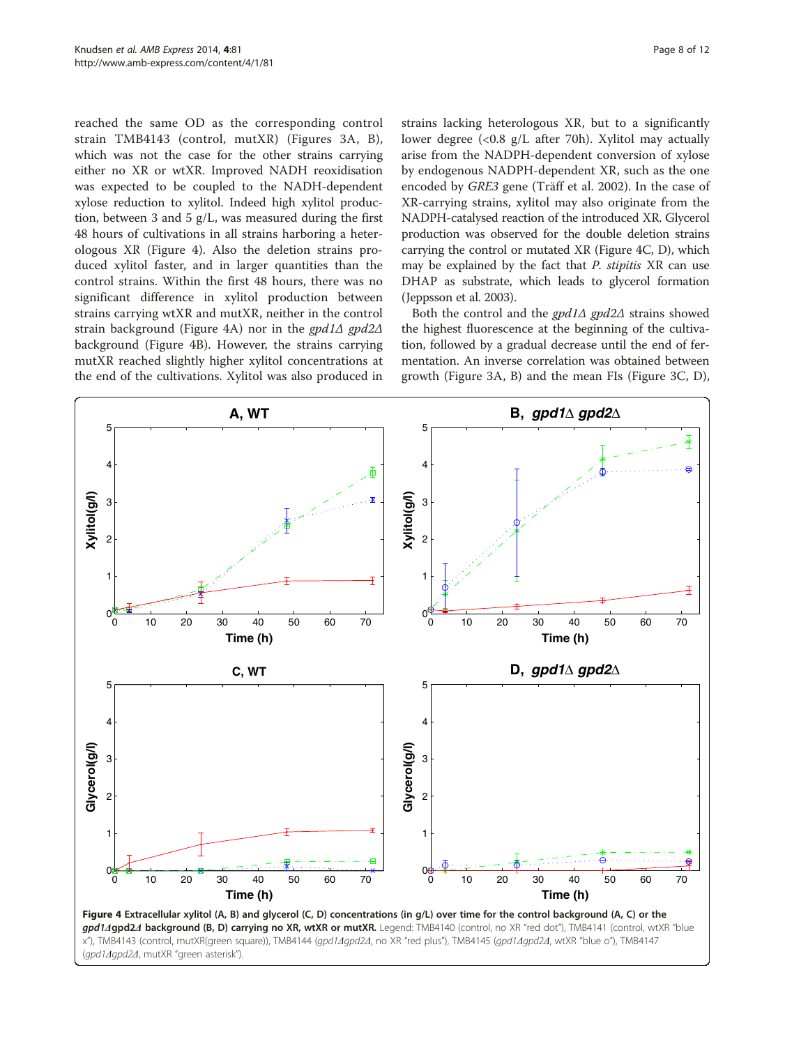reached the same OD as the corresponding control strain TMB4143 (control, mutXR) (Figures 3A, B), which was not the case for the other strains carrying either no XR or wtXR. Improved NADH reoxidisation was expected to be coupled to the NADH-dependent xylose reduction to xylitol. Indeed high xylitol production, between 3 and 5 g/L, was measured during the first 48 hours of cultivations in all strains harboring a heterologous XR (Figure 4). Also the deletion strains produced xylitol faster, and in larger quantities than the control strains. Within the first 48 hours, there was no significant difference in xylitol production between strains carrying wtXR and mutXR, neither in the control strain background (Figure 4A) nor in the *gpd1Δ gpd2Δ* background (Figure 4B). However, the strains carrying mutXR reached slightly higher xylitol concentrations at the end of the cultivations. Xylitol was also produced in strains lacking heterologous XR, but to a significantly lower degree (<0.8 g/L after 70h). Xylitol may actually arise from the NADPH-dependent conversion of xylose by endogenous NADPH-dependent XR, such as the one encoded by *GRE3* gene (Träff et al. 2002). In the case of XR-carrying strains, xylitol may also originate from the NADPH-catalysed reaction of the introduced XR. Glycerol production was observed for the double deletion strains carrying the control or mutated XR (Figure 4C, D), which may be explained by the fact that *P. stipitis* XR can use DHAP as substrate, which leads to glycerol formation (Jeppsson et al. 2003).

Both the control and the *gpd1Δ gpd2Δ* strains showed the highest fluorescence at the beginning of the cultivation, followed by a gradual decrease until the end of fermentation. An inverse correlation was obtained between growth (Figure 3A, B) and the mean FIs (Figure 3C, D),

**Figure 4 Extracellular xylitol (A, B) and glycerol (C, D) concentrations (in g/L) over time for the control background (A, C) or the *gpd1Δgpd2Δ* background (B, D) carrying no XR, wtXR or mutXR.** Legend: TMB4140 (control, no XR "red dot"), TMB4141 (control, wtXR "blue x"), TMB4143 (control, mutXR(green square)), TMB4144 (*gpd1Δgpd2Δ*, no XR "red plus"), TMB4145 (*gpd1Δgpd2Δ*, wtXR "blue o"), TMB4147 (*gpd1Δgpd2Δ*, mutXR "green asterisk").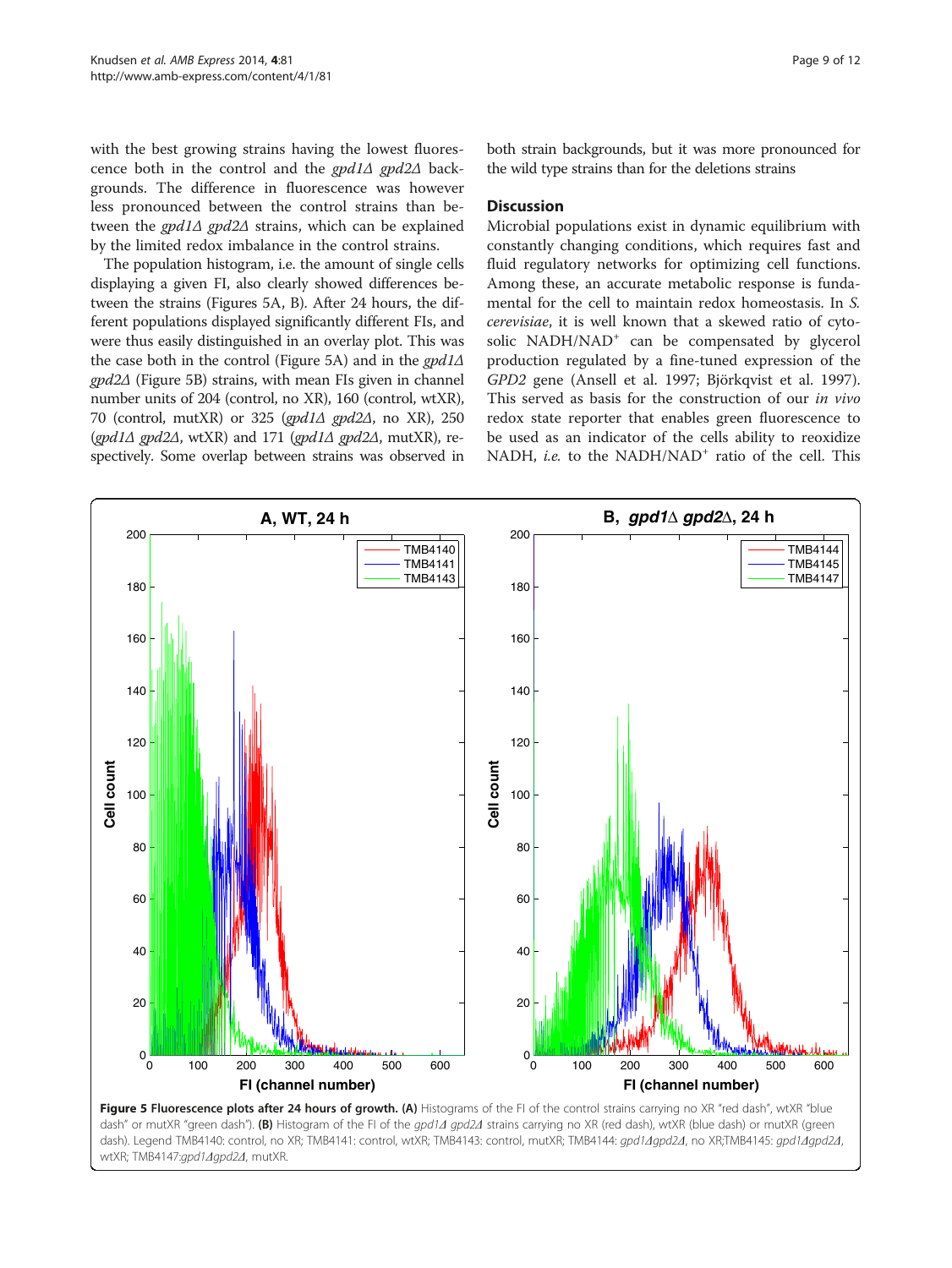with the best growing strains having the lowest fluorescence both in the control and the *gpd1Δ gpd2Δ* backgrounds. The difference in fluorescence was however less pronounced between the control strains than between the *gpd1Δ gpd2Δ* strains, which can be explained by the limited redox imbalance in the control strains.

The population histogram, i.e. the amount of single cells displaying a given FI, also clearly showed differences between the strains (Figures 5A, B). After 24 hours, the different populations displayed significantly different FIs, and were thus easily distinguished in an overlay plot. This was the case both in the control (Figure 5A) and in the *gpd1Δ gpd2Δ* (Figure 5B) strains, with mean FIs given in channel number units of 204 (control, no XR), 160 (control, wtXR), 70 (control, mutXR) or 325 (*gpd1Δ gpd2Δ*, no XR), 250 (*gpd1Δ gpd2Δ*, wtXR) and 171 (*gpd1Δ gpd2Δ*, mutXR), respectively. Some overlap between strains was observed in both strain backgrounds, but it was more pronounced for the wild type strains than for the deletions strains

## Discussion

Microbial populations exist in dynamic equilibrium with constantly changing conditions, which requires fast and fluid regulatory networks for optimizing cell functions. Among these, an accurate metabolic response is fundamental for the cell to maintain redox homeostasis. In *S. cerevisiae*, it is well known that a skewed ratio of cytosolic $NADH/NAD^+$ can be compensated by glycerol production regulated by a fine-tuned expression of the *GPD2* gene (Ansell et al. 1997; Björkqvist et al. 1997). This served as basis for the construction of our *in vivo* redox state reporter that enables green fluorescence to be used as an indicator of the cells ability to reoxidize NADH, *i.e.* to the $NADH/NAD^+$ ratio of the cell. This

**Figure 5 Fluorescence plots after 24 hours of growth. (A)** Histograms of the FI of the control strains carrying no XR "red dash", wtXR "blue dash" or mutXR "green dash"). **(B)** Histogram of the FI of the *gpd1Δ gpd2Δ* strains carrying no XR (red dash), wtXR (blue dash) or mutXR (green dash). Legend TMB4140: control, no XR; TMB4141: control, wtXR; TMB4143: control, mutXR; TMB4144: *gpd1Δgpd2Δ*, no XR;TMB4145: *gpd1Δgpd2Δ*, wtXR; TMB4147:*gpd1Δgpd2Δ*, mutXR.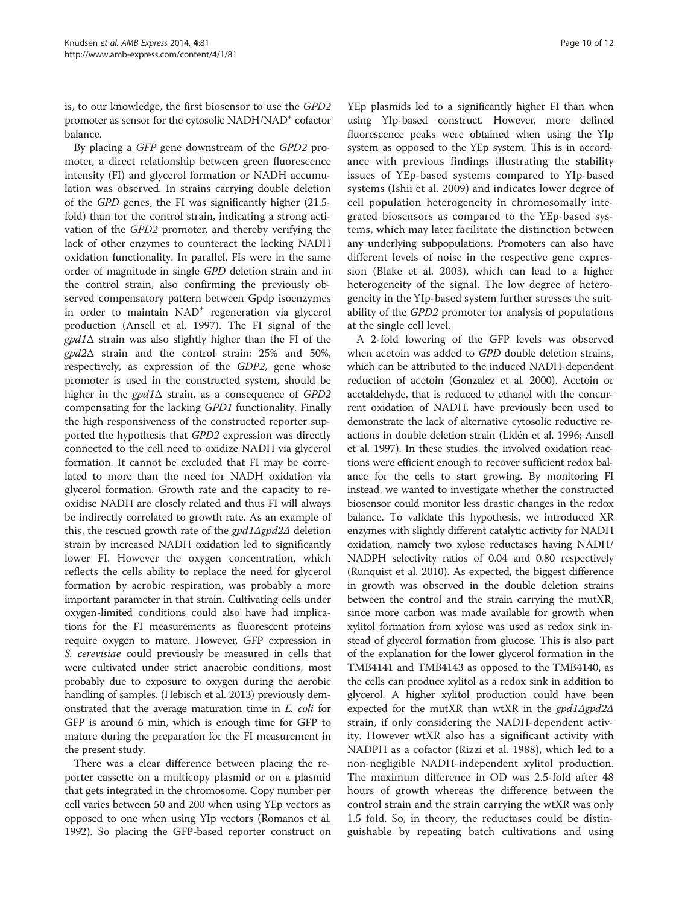is, to our knowledge, the first biosensor to use the *GPD2* promoter as sensor for the cytosolic $NADH/NAD^+$ cofactor balance.

By placing a *GFP* gene downstream of the *GPD2* promoter, a direct relationship between green fluorescence intensity (FI) and glycerol formation or NADH accumulation was observed. In strains carrying double deletion of the *GPD* genes, the FI was significantly higher (21.5-fold) than for the control strain, indicating a strong activation of the *GPD2* promoter, and thereby verifying the lack of other enzymes to counteract the lacking NADH oxidation functionality. In parallel, FIs were in the same order of magnitude in single *GPD* deletion strain and in the control strain, also confirming the previously observed compensatory pattern between Gpdp isoenzymes in order to maintain $NAD^+$ regeneration via glycerol production (Ansell et al. 1997). The FI signal of the *gpd1Δ* strain was also slightly higher than the FI of the *gpd2Δ* strain and the control strain: 25% and 50%, respectively, as expression of the *GDP2*, gene whose promoter is used in the constructed system, should be higher in the *gpd1Δ* strain, as a consequence of *GPD2* compensating for the lacking *GPD1* functionality. Finally the high responsiveness of the constructed reporter supported the hypothesis that *GPD2* expression was directly connected to the cell need to oxidize NADH via glycerol formation. It cannot be excluded that FI may be correlated to more than the need for NADH oxidation via glycerol formation. Growth rate and the capacity to reoxidise NADH are closely related and thus FI will always be indirectly correlated to growth rate. As an example of this, the rescued growth rate of the *gpd1Δgpd2Δ* deletion strain by increased NADH oxidation led to significantly lower FI. However the oxygen concentration, which reflects the cells ability to replace the need for glycerol formation by aerobic respiration, was probably a more important parameter in that strain. Cultivating cells under oxygen-limited conditions could also have had implications for the FI measurements as fluorescent proteins require oxygen to mature. However, GFP expression in *S. cerevisiae* could previously be measured in cells that were cultivated under strict anaerobic conditions, most probably due to exposure to oxygen during the aerobic handling of samples. (Hebisch et al. 2013) previously demonstrated that the average maturation time in *E. coli* for GFP is around 6 min, which is enough time for GFP to mature during the preparation for the FI measurement in the present study.

There was a clear difference between placing the reporter cassette on a multicopy plasmid or on a plasmid that gets integrated in the chromosome. Copy number per cell varies between 50 and 200 when using YEp vectors as opposed to one when using YIp vectors (Romanos et al. 1992). So placing the GFP-based reporter construct on YEp plasmids led to a significantly higher FI than when using YIp-based construct. However, more defined fluorescence peaks were obtained when using the YIp system as opposed to the YEp system. This is in accordance with previous findings illustrating the stability issues of YEp-based systems compared to YIp-based systems (Ishii et al. 2009) and indicates lower degree of cell population heterogeneity in chromosomally integrated biosensors as compared to the YEp-based systems, which may later facilitate the distinction between any underlying subpopulations. Promoters can also have different levels of noise in the respective gene expression (Blake et al. 2003), which can lead to a higher heterogeneity of the signal. The low degree of heterogeneity in the YIp-based system further stresses the suitability of the *GPD2* promoter for analysis of populations at the single cell level.

A 2-fold lowering of the GFP levels was observed when acetoin was added to *GPD* double deletion strains, which can be attributed to the induced NADH-dependent reduction of acetoin (Gonzalez et al. 2000). Acetoin or acetaldehyde, that is reduced to ethanol with the concurrent oxidation of NADH, have previously been used to demonstrate the lack of alternative cytosolic reductive reactions in double deletion strain (Lidén et al. 1996; Ansell et al. 1997). In these studies, the involved oxidation reactions were efficient enough to recover sufficient redox balance for the cells to start growing. By monitoring FI instead, we wanted to investigate whether the constructed biosensor could monitor less drastic changes in the redox balance. To validate this hypothesis, we introduced XR enzymes with slightly different catalytic activity for NADH oxidation, namely two xylose reductases having NADH/NADPH selectivity ratios of 0.04 and 0.80 respectively (Runquist et al. 2010). As expected, the biggest difference in growth was observed in the double deletion strains between the control and the strain carrying the mutXR, since more carbon was made available for growth when xylitol formation from xylose was used as redox sink instead of glycerol formation from glucose. This is also part of the explanation for the lower glycerol formation in the TMB4141 and TMB4143 as opposed to the TMB4140, as the cells can produce xylitol as a redox sink in addition to glycerol. A higher xylitol production could have been expected for the mutXR than wtXR in the *gpd1Δgpd2Δ* strain, if only considering the NADH-dependent activity. However wtXR also has a significant activity with NADPH as a cofactor (Rizzi et al. 1988), which led to a non-negligible NADH-independent xylitol production. The maximum difference in OD was 2.5-fold after 48 hours of growth whereas the difference between the control strain and the strain carrying the wtXR was only 1.5 fold. So, in theory, the reductases could be distinguishable by repeating batch cultivations and using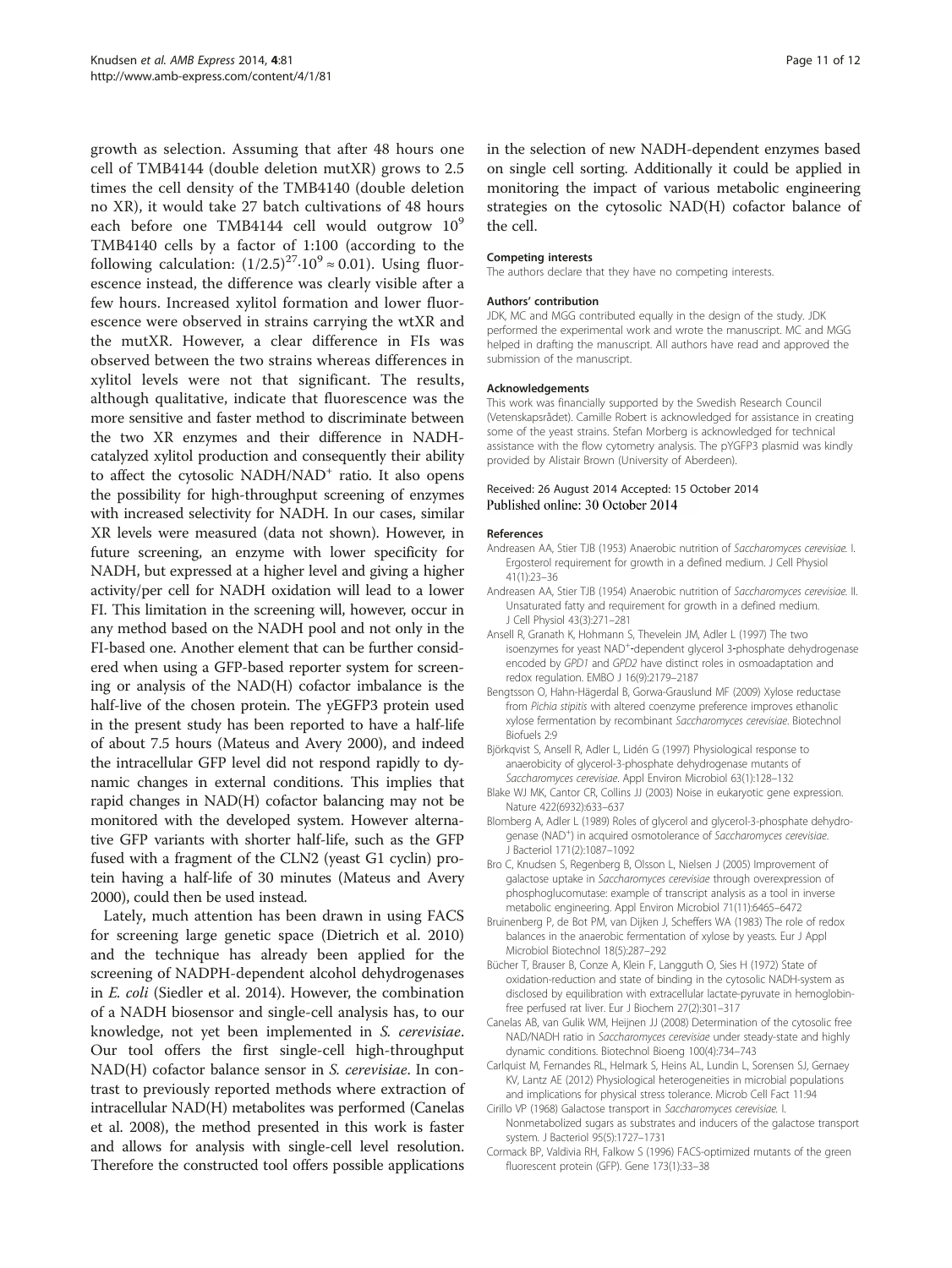growth as selection. Assuming that after 48 hours one cell of TMB4144 (double deletion mutXR) grows to 2.5 times the cell density of the TMB4140 (double deletion no XR), it would take 27 batch cultivations of 48 hours each before one TMB4144 cell would outgrow $10^9$ TMB4140 cells by a factor of 1:100 (according to the following calculation: $(1/2.5)^{27}\cdot 10^9 \approx 0.01$). Using fluorescence instead, the difference was clearly visible after a few hours. Increased xylitol formation and lower fluorescence were observed in strains carrying the wtXR and the mutXR. However, a clear difference in FIs was observed between the two strains whereas differences in xylitol levels were not that significant. The results, although qualitative, indicate that fluorescence was the more sensitive and faster method to discriminate between the two XR enzymes and their difference in NADH-catalyzed xylitol production and consequently their ability to affect the cytosolic $NADH/NAD^+$ ratio. It also opens the possibility for high-throughput screening of enzymes with increased selectivity for NADH. In our cases, similar XR levels were measured (data not shown). However, in future screening, an enzyme with lower specificity for NADH, but expressed at a higher level and giving a higher activity/per cell for NADH oxidation will lead to a lower FI. This limitation in the screening will, however, occur in any method based on the NADH pool and not only in the FI-based one. Another element that can be further considered when using a GFP-based reporter system for screening or analysis of the NAD(H) cofactor imbalance is the half-live of the chosen protein. The yEGFP3 protein used in the present study has been reported to have a half-life of about 7.5 hours (Mateus and Avery 2000), and indeed the intracellular GFP level did not respond rapidly to dynamic changes in external conditions. This implies that rapid changes in NAD(H) cofactor balancing may not be monitored with the developed system. However alternative GFP variants with shorter half-life, such as the GFP fused with a fragment of the CLN2 (yeast G1 cyclin) protein having a half-life of 30 minutes (Mateus and Avery 2000), could then be used instead.

Lately, much attention has been drawn in using FACS for screening large genetic space (Dietrich et al. 2010) and the technique has already been applied for the screening of NADPH-dependent alcohol dehydrogenases in *E. coli* (Siedler et al. 2014). However, the combination of a NADH biosensor and single-cell analysis has, to our knowledge, not yet been implemented in *S. cerevisiae*. Our tool offers the first single-cell high-throughput NAD(H) cofactor balance sensor in *S. cerevisiae*. In contrast to previously reported methods where extraction of intracellular NAD(H) metabolites was performed (Canelas et al. 2008), the method presented in this work is faster and allows for analysis with single-cell level resolution. Therefore the constructed tool offers possible applications in the selection of new NADH-dependent enzymes based on single cell sorting. Additionally it could be applied in monitoring the impact of various metabolic engineering strategies on the cytosolic NAD(H) cofactor balance of the cell.

#### Competing interests
The authors declare that they have no competing interests.

#### Authors' contribution
JDK, MC and MGG contributed equally in the design of the study. JDK performed the experimental work and wrote the manuscript. MC and MGG helped in drafting the manuscript. All authors have read and approved the submission of the manuscript.

#### Acknowledgements
This work was financially supported by the Swedish Research Council (Vetenskapsrådet). Camille Robert is acknowledged for assistance in creating some of the yeast strains. Stefan Morberg is acknowledged for technical assistance with the flow cytometry analysis. The pYGFP3 plasmid was kindly provided by Alistair Brown (University of Aberdeen).

Received: 26 August 2014 Accepted: 15 October 2014
Published online: 30 October 2014

#### References

Andreasen AA, Stier TJB (1953) Anaerobic nutrition of *Saccharomyces cerevisiae*. I. Ergosterol requirement for growth in a defined medium. J Cell Physiol 41(1):23–36

Andreasen AA, Stier TJB (1954) Anaerobic nutrition of *Saccharomyces cerevisiae*. II. Unsaturated fatty and requirement for growth in a defined medium. J Cell Physiol 43(3):271–281

Ansell R, Granath K, Hohmann S, Thevelein JM, Adler L (1997) The two isoenzymes for yeast $NAD^+$-dependent glycerol 3-phosphate dehydrogenase encoded by *GPD1* and *GPD2* have distinct roles in osmoadaptation and redox regulation. EMBO J 16(9):2179–2187

Bengtsson O, Hahn-Hägerdal B, Gorwa-Grauslund MF (2009) Xylose reductase from *Pichia stipitis* with altered coenzyme preference improves ethanolic xylose fermentation by recombinant *Saccharomyces cerevisiae*. Biotechnol Biofuels 2:9

Björkqvist S, Ansell R, Adler L, Lidén G (1997) Physiological response to anaerobicity of glycerol-3-phosphate dehydrogenase mutants of *Saccharomyces cerevisiae*. Appl Environ Microbiol 63(1):128–132

Blake WJ MK, Cantor CR, Collins JJ (2003) Noise in eukaryotic gene expression. Nature 422(6932):633–637

Blomberg A, Adler L (1989) Roles of glycerol and glycerol-3-phosphate dehydrogenase ($NAD^+$) in acquired osmotolerance of *Saccharomyces cerevisiae*. J Bacteriol 171(2):1087–1092

Bro C, Knudsen S, Regenberg B, Olsson L, Nielsen J (2005) Improvement of galactose uptake in *Saccharomyces cerevisiae* through overexpression of phosphoglucomutase: example of transcript analysis as a tool in inverse metabolic engineering. Appl Environ Microbiol 71(11):6465–6472

Bruinenberg P, de Bot PM, van Dijken J, Scheffers WA (1983) The role of redox balances in the anaerobic fermentation of xylose by yeasts. Eur J Appl Microbiol Biotechnol 18(5):287–292

Bücher T, Brauser B, Conze A, Klein F, Langguth O, Sies H (1972) State of oxidation-reduction and state of binding in the cytosolic NADH-system as disclosed by equilibration with extracellular lactate-pyruvate in hemoglobin-free perfused rat liver. Eur J Biochem 27(2):301–317

Canelas AB, van Gulik WM, Heijnen JJ (2008) Determination of the cytosolic free NAD/NADH ratio in *Saccharomyces cerevisiae* under steady-state and highly dynamic conditions. Biotechnol Bioeng 100(4):734–743

Carlquist M, Fernandes RL, Helmark S, Heins AL, Lundin L, Sorensen SJ, Gernaey KV, Lantz AE (2012) Physiological heterogeneities in microbial populations and implications for physical stress tolerance. Microb Cell Fact 11:94

Cirillo VP (1968) Galactose transport in *Saccharomyces cerevisiae*. I. Nonmetabolized sugars as substrates and inducers of the galactose transport system. J Bacteriol 95(5):1727–1731

Cormack BP, Valdivia RH, Falkow S (1996) FACS-optimized mutants of the green fluorescent protein (GFP). Gene 173(1):33–38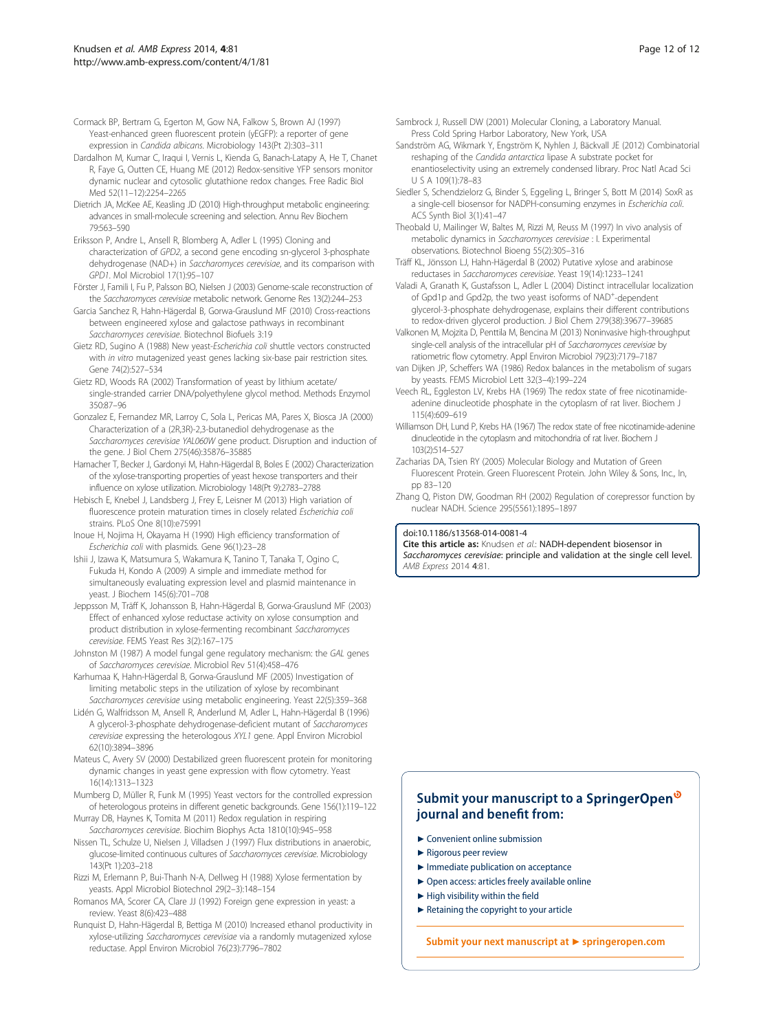Cormack BP, Bertram G, Egerton M, Gow NA, Falkow S, Brown AJ (1997) Yeast-enhanced green fluorescent protein (yEGFP): a reporter of gene expression in *Candida albicans*. Microbiology 143(Pt 2):303–311

Dardalhon M, Kumar C, Iraqui I, Vernis L, Kienda G, Banach-Latapy A, He T, Chanet R, Faye G, Outten CE, Huang ME (2012) Redox-sensitive YFP sensors monitor dynamic nuclear and cytosolic glutathione redox changes. Free Radic Biol Med 52(11–12):2254–2265

Dietrich JA, McKee AE, Keasling JD (2010) High-throughput metabolic engineering: advances in small-molecule screening and selection. Annu Rev Biochem 79:563–590

Eriksson P, Andre L, Ansell R, Blomberg A, Adler L (1995) Cloning and characterization of *GPD2*, a second gene encoding sn-glycerol 3-phosphate dehydrogenase (NAD+) in *Saccharomyces cerevisiae*, and its comparison with *GPD1*. Mol Microbiol 17(1):95–107

Förster J, Famili I, Fu P, Palsson BO, Nielsen J (2003) Genome-scale reconstruction of the *Saccharomyces cerevisiae* metabolic network. Genome Res 13(2):244–253

Garcia Sanchez R, Hahn-Hägerdal B, Gorwa-Grauslund MF (2010) Cross-reactions between engineered xylose and galactose pathways in recombinant *Saccharomyces cerevisiae*. Biotechnol Biofuels 3:19

Gietz RD, Sugino A (1988) New yeast-*Escherichia coli* shuttle vectors constructed with *in vitro* mutagenized yeast genes lacking six-base pair restriction sites. Gene 74(2):527–534

Gietz RD, Woods RA (2002) Transformation of yeast by lithium acetate/ single-stranded carrier DNA/polyethylene glycol method. Methods Enzymol 350:87–96

Gonzalez E, Fernandez MR, Larroy C, Sola L, Pericas MA, Pares X, Biosca JA (2000) Characterization of a (2R,3R)-2,3-butanediol dehydrogenase as the *Saccharomyces cerevisiae YAL060W* gene product. Disruption and induction of the gene. J Biol Chem 275(46):35876–35885

Hamacher T, Becker J, Gardonyi M, Hahn-Hägerdal B, Boles E (2002) Characterization of the xylose-transporting properties of yeast hexose transporters and their influence on xylose utilization. Microbiology 148(Pt 9):2783–2788

Hebisch E, Knebel J, Landsberg J, Frey E, Leisner M (2013) High variation of fluorescence protein maturation times in closely related *Escherichia coli* strains. PLoS One 8(10):e75991

Inoue H, Nojima H, Okayama H (1990) High efficiency transformation of *Escherichia coli* with plasmids. Gene 96(1):23–28

Ishii J, Izawa K, Matsumura S, Wakamura K, Tanino T, Tanaka T, Ogino C, Fukuda H, Kondo A (2009) A simple and immediate method for simultaneously evaluating expression level and plasmid maintenance in yeast. J Biochem 145(6):701–708

Jeppsson M, Träff K, Johansson B, Hahn-Hägerdal B, Gorwa-Grauslund MF (2003) Effect of enhanced xylose reductase activity on xylose consumption and product distribution in xylose-fermenting recombinant *Saccharomyces cerevisiae*. FEMS Yeast Res 3(2):167–175

Johnston M (1987) A model fungal gene regulatory mechanism: the *GAL* genes of *Saccharomyces cerevisiae*. Microbiol Rev 51(4):458–476

Karhumaa K, Hahn-Hägerdal B, Gorwa-Grauslund MF (2005) Investigation of limiting metabolic steps in the utilization of xylose by recombinant *Saccharomyces cerevisiae* using metabolic engineering. Yeast 22(5):359–368

Lidén G, Walfridsson M, Ansell R, Anderlund M, Adler L, Hahn-Hägerdal B (1996) A glycerol-3-phosphate dehydrogenase-deficient mutant of *Saccharomyces cerevisiae* expressing the heterologous *XYL1* gene. Appl Environ Microbiol 62(10):3894–3896

Mateus C, Avery SV (2000) Destabilized green fluorescent protein for monitoring dynamic changes in yeast gene expression with flow cytometry. Yeast 16(14):1313–1323

Mumberg D, Müller R, Funk M (1995) Yeast vectors for the controlled expression of heterologous proteins in different genetic backgrounds. Gene 156(1):119–122

Murray DB, Haynes K, Tomita M (2011) Redox regulation in respiring *Saccharomyces cerevisiae*. Biochim Biophys Acta 1810(10):945–958

Nissen TL, Schulze U, Nielsen J, Villadsen J (1997) Flux distributions in anaerobic, glucose-limited continuous cultures of *Saccharomyces cerevisiae*. Microbiology 143(Pt 1):203–218

Rizzi M, Erlemann P, Bui-Thanh N-A, Dellweg H (1988) Xylose fermentation by yeasts. Appl Microbiol Biotechnol 29(2–3):148–154

Romanos MA, Scorer CA, Clare JJ (1992) Foreign gene expression in yeast: a review. Yeast 8(6):423–488

Runquist D, Hahn-Hägerdal B, Bettiga M (2010) Increased ethanol productivity in xylose-utilizing *Saccharomyces cerevisiae* via a randomly mutagenized xylose reductase. Appl Environ Microbiol 76(23):7796–7802

Sambrock J, Russell DW (2001) Molecular Cloning, a Laboratory Manual. Press Cold Spring Harbor Laboratory, New York, USA

Sandström AG, Wikmark Y, Engström K, Nyhlen J, Bäckvall JE (2012) Combinatorial reshaping of the *Candida antarctica* lipase A substrate pocket for enantioselectivity using an extremely condensed library. Proc Natl Acad Sci U S A 109(1):78–83

Siedler S, Schendzielorz G, Binder S, Eggeling L, Bringer S, Bott M (2014) SoxR as a single-cell biosensor for NADPH-consuming enzymes in *Escherichia coli*. ACS Synth Biol 3(1):41–47

Theobald U, Mailinger W, Baltes M, Rizzi M, Reuss M (1997) In vivo analysis of metabolic dynamics in *Saccharomyces cerevisiae* : I. Experimental observations. Biotechnol Bioeng 55(2):305–316

Träff KL, Jönsson LJ, Hahn-Hägerdal B (2002) Putative xylose and arabinose reductases in *Saccharomyces cerevisiae*. Yeast 19(14):1233–1241

Valadi A, Granath K, Gustafsson L, Adler L (2004) Distinct intracellular localization of Gpd1p and Gpd2p, the two yeast isoforms of NAD$^+$-dependent glycerol-3-phosphate dehydrogenase, explains their different contributions to redox-driven glycerol production. J Biol Chem 279(38):39677–39685

Valkonen M, Mojzita D, Penttila M, Bencina M (2013) Noninvasive high-throughput single-cell analysis of the intracellular pH of *Saccharomyces cerevisiae* by ratiometric flow cytometry. Appl Environ Microbiol 79(23):7179–7187

van Dijken JP, Scheffers WA (1986) Redox balances in the metabolism of sugars by yeasts. FEMS Microbiol Lett 32(3–4):199–224

Veech RL, Eggleston LV, Krebs HA (1969) The redox state of free nicotinamide-adenine dinucleotide phosphate in the cytoplasm of rat liver. Biochem J 115(4):609–619

Williamson DH, Lund P, Krebs HA (1967) The redox state of free nicotinamide-adenine dinucleotide in the cytoplasm and mitochondria of rat liver. Biochem J 103(2):514–527

Zacharias DA, Tsien RY (2005) Molecular Biology and Mutation of Green Fluorescent Protein. Green Fluorescent Protein. John Wiley & Sons, Inc., In, pp 83–120

Zhang Q, Piston DW, Goodman RH (2002) Regulation of corepressor function by nuclear NADH. Science 295(5561):1895–1897

doi:10.1186/s13568-014-0081-4

**Cite this article as:** Knudsen *et al.*: NADH-dependent biosensor in *Saccharomyces cerevisiae*: principle and validation at the single cell level. *AMB Express* 2014 **4**:81.

**Submit your manuscript to a SpringerOpen journal and benefit from:**

- ► Convenient online submission
- ► Rigorous peer review
- ► Immediate publication on acceptance
- ► Open access: articles freely available online
- ► High visibility within the field
- ► Retaining the copyright to your article

**Submit your next manuscript at ► springeropen.com**